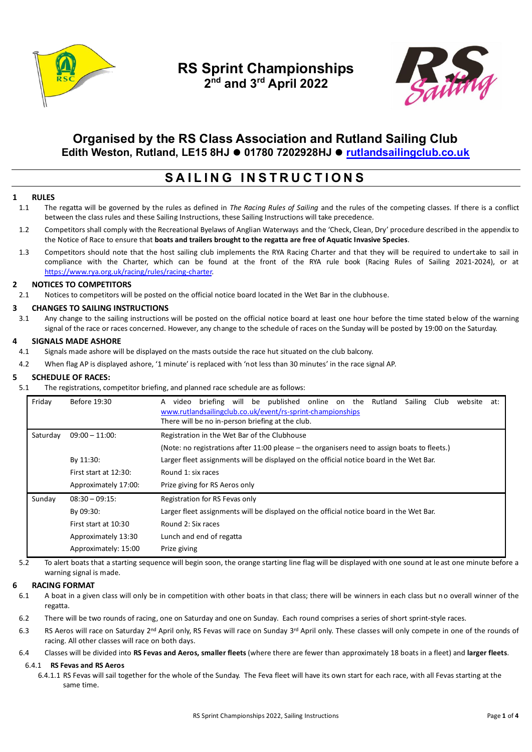# RS Sprint Championships
## 2nd and 3rd April 2022

## Organised by the RS Class Association and Rutland Sailing Club

**Edith Weston, Rutland, LE15 8HJ ● 01780 7202928HJ ● rutlandsailingclub.co.uk**

# SAILING INSTRUCTIONS

### 1 RULES

1.1 The regatta will be governed by the rules as defined in *The Racing Rules of Sailing* and the rules of the competing classes. If there is a conflict between the class rules and these Sailing Instructions, these Sailing Instructions will take precedence.

1.2 Competitors shall comply with the Recreational Byelaws of Anglian Waterways and the 'Check, Clean, Dry' procedure described in the appendix to the Notice of Race to ensure that **boats and trailers brought to the regatta are free of Aquatic Invasive Species**.

1.3 Competitors should note that the host sailing club implements the RYA Racing Charter and that they will be required to undertake to sail in compliance with the Charter, which can be found at the front of the RYA rule book (Racing Rules of Sailing 2021-2024), or at https://www.rya.org.uk/racing/rules/racing-charter.

### 2 NOTICES TO COMPETITORS

2.1 Notices to competitors will be posted on the official notice board located in the Wet Bar in the clubhouse.

### 3 CHANGES TO SAILING INSTRUCTIONS

3.1 Any change to the sailing instructions will be posted on the official notice board at least one hour before the time stated below of the warning signal of the race or races concerned. However, any change to the schedule of races on the Sunday will be posted by 19:00 on the Saturday.

### 4 SIGNALS MADE ASHORE

4.1 Signals made ashore will be displayed on the masts outside the race hut situated on the club balcony.

4.2 When flag AP is displayed ashore, '1 minute' is replaced with 'not less than 30 minutes' in the race signal AP.

### 5 SCHEDULE OF RACES:

5.1 The registrations, competitor briefing, and planned race schedule are as follows:

| | | |
|---|---|---|
| Friday | Before 19:30 | A video briefing will be published online on the Rutland Sailing Club website at: www.rutlandsailingclub.co.uk/event/rs-sprint-championships There will be no in-person briefing at the club. |
| Saturday | 09:00 – 11:00: | Registration in the Wet Bar of the Clubhouse |
| | | (Note: no registrations after 11:00 please – the organisers need to assign boats to fleets.) |
| | By 11:30: | Larger fleet assignments will be displayed on the official notice board in the Wet Bar. |
| | First start at 12:30: | Round 1: six races |
| | Approximately 17:00: | Prize giving for RS Aeros only |
| Sunday | 08:30 – 09:15: | Registration for RS Fevas only |
| | By 09:30: | Larger fleet assignments will be displayed on the official notice board in the Wet Bar. |
| | First start at 10:30 | Round 2: Six races |
| | Approximately 13:30 | Lunch and end of regatta |
| | Approximately: 15:00 | Prize giving |

5.2 To alert boats that a starting sequence will begin soon, the orange starting line flag will be displayed with one sound at least one minute before a warning signal is made.

### 6 RACING FORMAT

6.1 A boat in a given class will only be in competition with other boats in that class; there will be winners in each class but no overall winner of the regatta.

6.2 There will be two rounds of racing, one on Saturday and one on Sunday. Each round comprises a series of short sprint-style races.

6.3 RS Aeros will race on Saturday 2nd April only, RS Fevas will race on Sunday 3rd April only. These classes will only compete in one of the rounds of racing. All other classes will race on both days.

6.4 Classes will be divided into **RS Fevas and Aeros, smaller fleets** (where there are fewer than approximately 18 boats in a fleet) and **larger fleets**.

#### 6.4.1 RS Fevas and RS Aeros

6.4.1.1 RS Fevas will sail together for the whole of the Sunday. The Feva fleet will have its own start for each race, with all Fevas starting at the same time.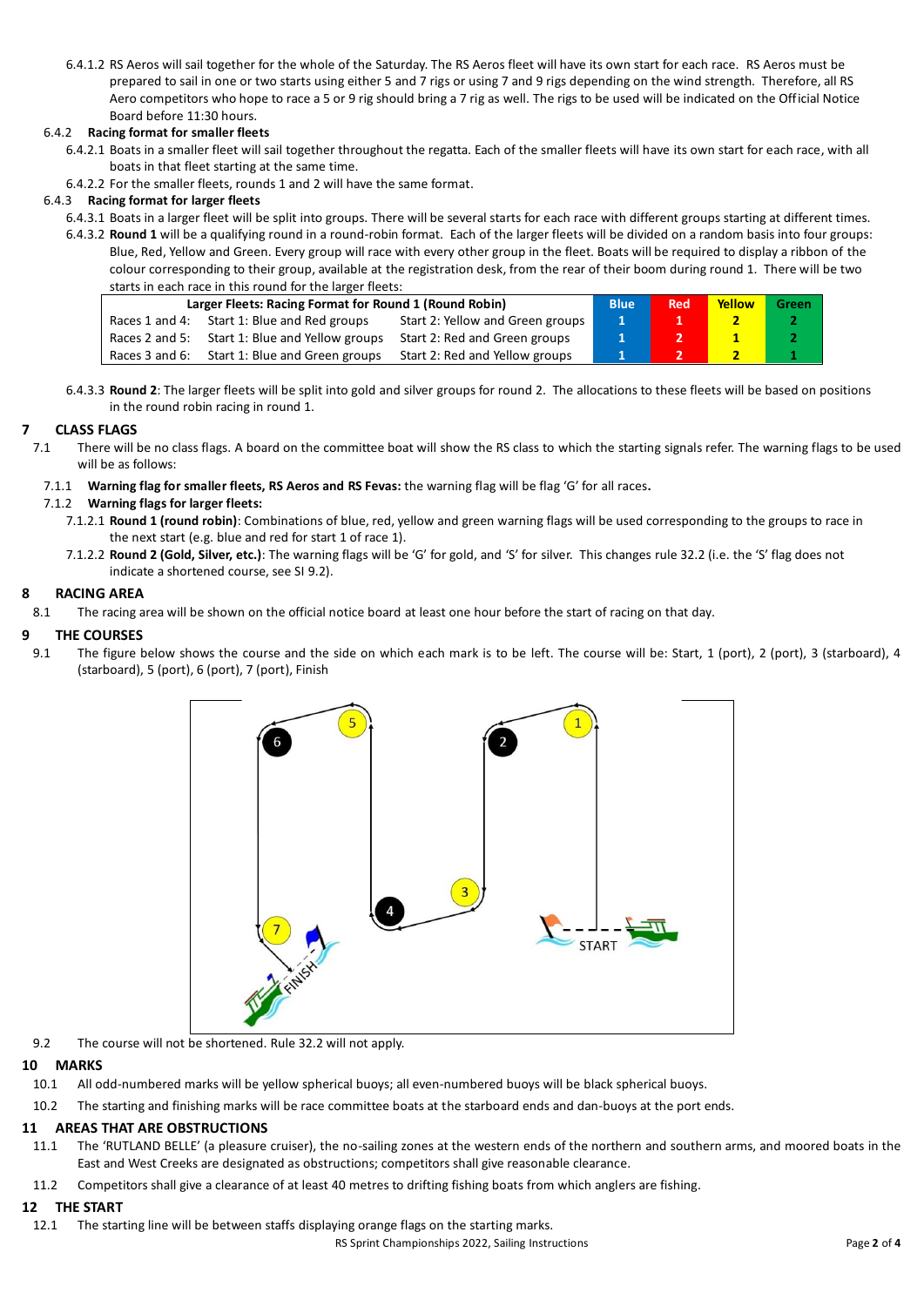6.4.1.2 RS Aeros will sail together for the whole of the Saturday. The RS Aeros fleet will have its own start for each race. RS Aeros must be prepared to sail in one or two starts using either 5 and 7 rigs or using 7 and 9 rigs depending on the wind strength. Therefore, all RS Aero competitors who hope to race a 5 or 9 rig should bring a 7 rig as well. The rigs to be used will be indicated on the Official Notice Board before 11:30 hours.

6.4.2 **Racing format for smaller fleets**

6.4.2.1 Boats in a smaller fleet will sail together throughout the regatta. Each of the smaller fleets will have its own start for each race, with all boats in that fleet starting at the same time.

6.4.2.2 For the smaller fleets, rounds 1 and 2 will have the same format.

6.4.3 **Racing format for larger fleets**

6.4.3.1 Boats in a larger fleet will be split into groups. There will be several starts for each race with different groups starting at different times.

6.4.3.2 **Round 1** will be a qualifying round in a round-robin format. Each of the larger fleets will be divided on a random basis into four groups: Blue, Red, Yellow and Green. Every group will race with every other group in the fleet. Boats will be required to display a ribbon of the colour corresponding to their group, available at the registration desk, from the rear of their boom during round 1. There will be two starts in each race in this round for the larger fleets:

| Larger Fleets: Racing Format for Round 1 (Round Robin) | | | Blue | Red | Yellow | Green |
|---|---|---|---|---|---|---|
| Races 1 and 4: | Start 1: Blue and Red groups | Start 2: Yellow and Green groups | 1 | 1 | 2 | 2 |
| Races 2 and 5: | Start 1: Blue and Yellow groups | Start 2: Red and Green groups | 1 | 2 | 1 | 2 |
| Races 3 and 6: | Start 1: Blue and Green groups | Start 2: Red and Yellow groups | 1 | 2 | 2 | 1 |

6.4.3.3 **Round 2**: The larger fleets will be split into gold and silver groups for round 2. The allocations to these fleets will be based on positions in the round robin racing in round 1.

## 7 CLASS FLAGS

7.1 There will be no class flags. A board on the committee boat will show the RS class to which the starting signals refer. The warning flags to be used will be as follows:

7.1.1 **Warning flag for smaller fleets, RS Aeros and RS Fevas:** the warning flag will be flag 'G' for all races**.**

7.1.2 **Warning flags for larger fleets:**

7.1.2.1 **Round 1 (round robin)**: Combinations of blue, red, yellow and green warning flags will be used corresponding to the groups to race in the next start (e.g. blue and red for start 1 of race 1).

7.1.2.2 **Round 2 (Gold, Silver, etc.)**: The warning flags will be 'G' for gold, and 'S' for silver. This changes rule 32.2 (i.e. the 'S' flag does not indicate a shortened course, see SI 9.2).

## 8 RACING AREA

8.1 The racing area will be shown on the official notice board at least one hour before the start of racing on that day.

## 9 THE COURSES

9.1 The figure below shows the course and the side on which each mark is to be left. The course will be: Start, 1 (port), 2 (port), 3 (starboard), 4 (starboard), 5 (port), 6 (port), 7 (port), Finish

9.2 The course will not be shortened. Rule 32.2 will not apply.

## 10 MARKS

10.1 All odd-numbered marks will be yellow spherical buoys; all even-numbered buoys will be black spherical buoys.

10.2 The starting and finishing marks will be race committee boats at the starboard ends and dan-buoys at the port ends.

## 11 AREAS THAT ARE OBSTRUCTIONS

11.1 The 'RUTLAND BELLE' (a pleasure cruiser), the no-sailing zones at the western ends of the northern and southern arms, and moored boats in the East and West Creeks are designated as obstructions; competitors shall give reasonable clearance.

11.2 Competitors shall give a clearance of at least 40 metres to drifting fishing boats from which anglers are fishing.

## 12 THE START

12.1 The starting line will be between staffs displaying orange flags on the starting marks.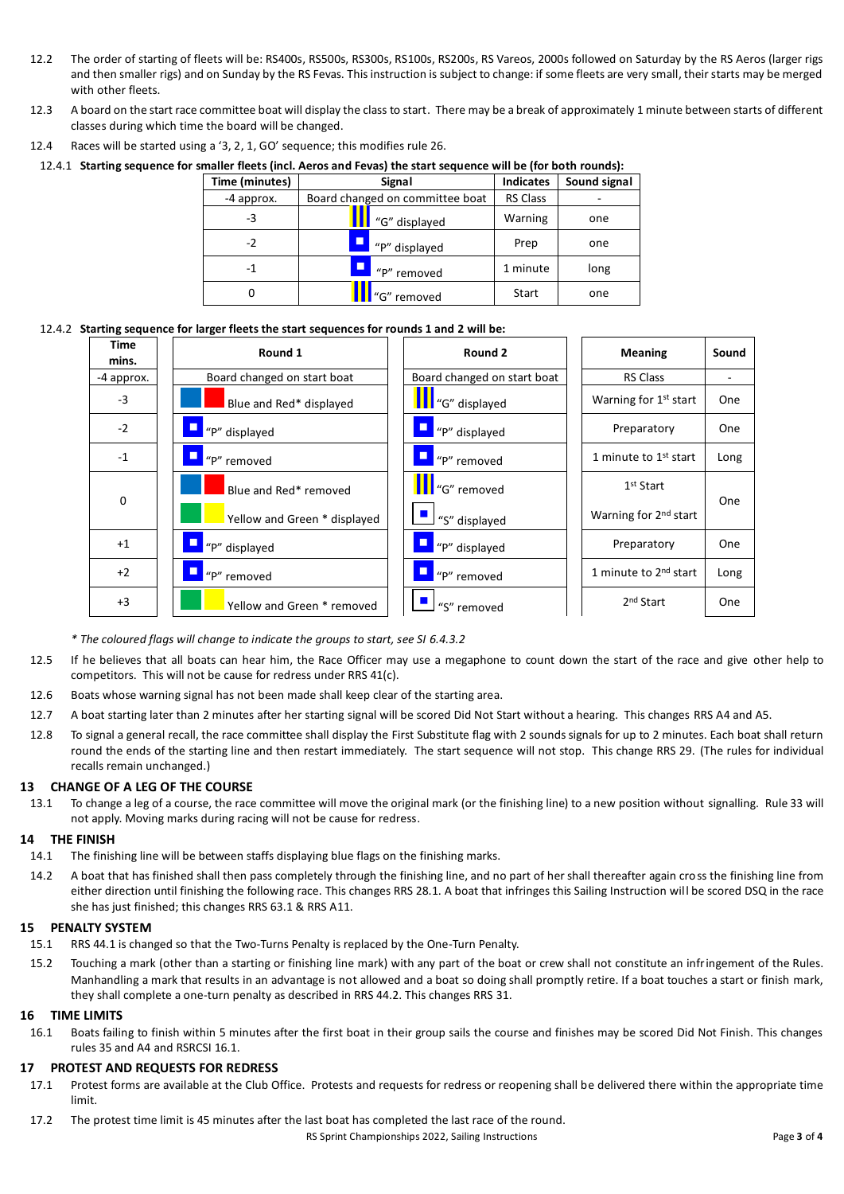12.2 The order of starting of fleets will be: RS400s, RS500s, RS300s, RS100s, RS200s, RS Vareos, 2000s followed on Saturday by the RS Aeros (larger rigs and then smaller rigs) and on Sunday by the RS Fevas. This instruction is subject to change: if some fleets are very small, their starts may be merged with other fleets.

12.3 A board on the start race committee boat will display the class to start. There may be a break of approximately 1 minute between starts of different classes during which time the board will be changed.

12.4 Races will be started using a '3, 2, 1, GO' sequence; this modifies rule 26.

12.4.1 **Starting sequence for smaller fleets (incl. Aeros and Fevas) the start sequence will be (for both rounds):**

| Time (minutes) | Signal | Indicates | Sound signal |
|---|---|---|---|
| -4 approx. | Board changed on committee boat | RS Class | - |
| -3 | "G" displayed | Warning | one |
| -2 | "P" displayed | Prep | one |
| -1 | "P" removed | 1 minute | long |
| 0 | "G" removed | Start | one |

12.4.2 **Starting sequence for larger fleets the start sequences for rounds 1 and 2 will be:**

| Time mins. | Round 1 | Round 2 | Meaning | Sound |
|---|---|---|---|---|
| -4 approx. | Board changed on start boat | Board changed on start boat | RS Class | - |
| -3 | Blue and Red* displayed | "G" displayed | Warning for 1st start | One |
| -2 | "P" displayed | "P" displayed | Preparatory | One |
| -1 | "P" removed | "P" removed | 1 minute to 1st start | Long |
| 0 | Blue and Red* removed<br>Yellow and Green * displayed | "G" removed<br>"S" displayed | 1st Start<br>Warning for 2nd start | One |
| +1 | "P" displayed | "P" displayed | Preparatory | One |
| +2 | "P" removed | "P" removed | 1 minute to 2nd start | Long |
| +3 | Yellow and Green * removed | "S" removed | 2nd Start | One |

*\* The coloured flags will change to indicate the groups to start, see SI 6.4.3.2*

12.5 If he believes that all boats can hear him, the Race Officer may use a megaphone to count down the start of the race and give other help to competitors. This will not be cause for redress under RRS 41(c).

12.6 Boats whose warning signal has not been made shall keep clear of the starting area.

12.7 A boat starting later than 2 minutes after her starting signal will be scored Did Not Start without a hearing. This changes RRS A4 and A5.

12.8 To signal a general recall, the race committee shall display the First Substitute flag with 2 sounds signals for up to 2 minutes. Each boat shall return round the ends of the starting line and then restart immediately. The start sequence will not stop. This change RRS 29. (The rules for individual recalls remain unchanged.)

## 13 CHANGE OF A LEG OF THE COURSE

13.1 To change a leg of a course, the race committee will move the original mark (or the finishing line) to a new position without signalling. Rule 33 will not apply. Moving marks during racing will not be cause for redress.

## 14 THE FINISH

14.1 The finishing line will be between staffs displaying blue flags on the finishing marks.

14.2 A boat that has finished shall then pass completely through the finishing line, and no part of her shall thereafter again cross the finishing line from either direction until finishing the following race. This changes RRS 28.1. A boat that infringes this Sailing Instruction will be scored DSQ in the race she has just finished; this changes RRS 63.1 & RRS A11.

## 15 PENALTY SYSTEM

15.1 RRS 44.1 is changed so that the Two-Turns Penalty is replaced by the One-Turn Penalty.

15.2 Touching a mark (other than a starting or finishing line mark) with any part of the boat or crew shall not constitute an infringement of the Rules. Manhandling a mark that results in an advantage is not allowed and a boat so doing shall promptly retire. If a boat touches a start or finish mark, they shall complete a one-turn penalty as described in RRS 44.2. This changes RRS 31.

## 16 TIME LIMITS

16.1 Boats failing to finish within 5 minutes after the first boat in their group sails the course and finishes may be scored Did Not Finish. This changes rules 35 and A4 and RSRCSI 16.1.

## 17 PROTEST AND REQUESTS FOR REDRESS

17.1 Protest forms are available at the Club Office. Protests and requests for redress or reopening shall be delivered there within the appropriate time limit.

17.2 The protest time limit is 45 minutes after the last boat has completed the last race of the round.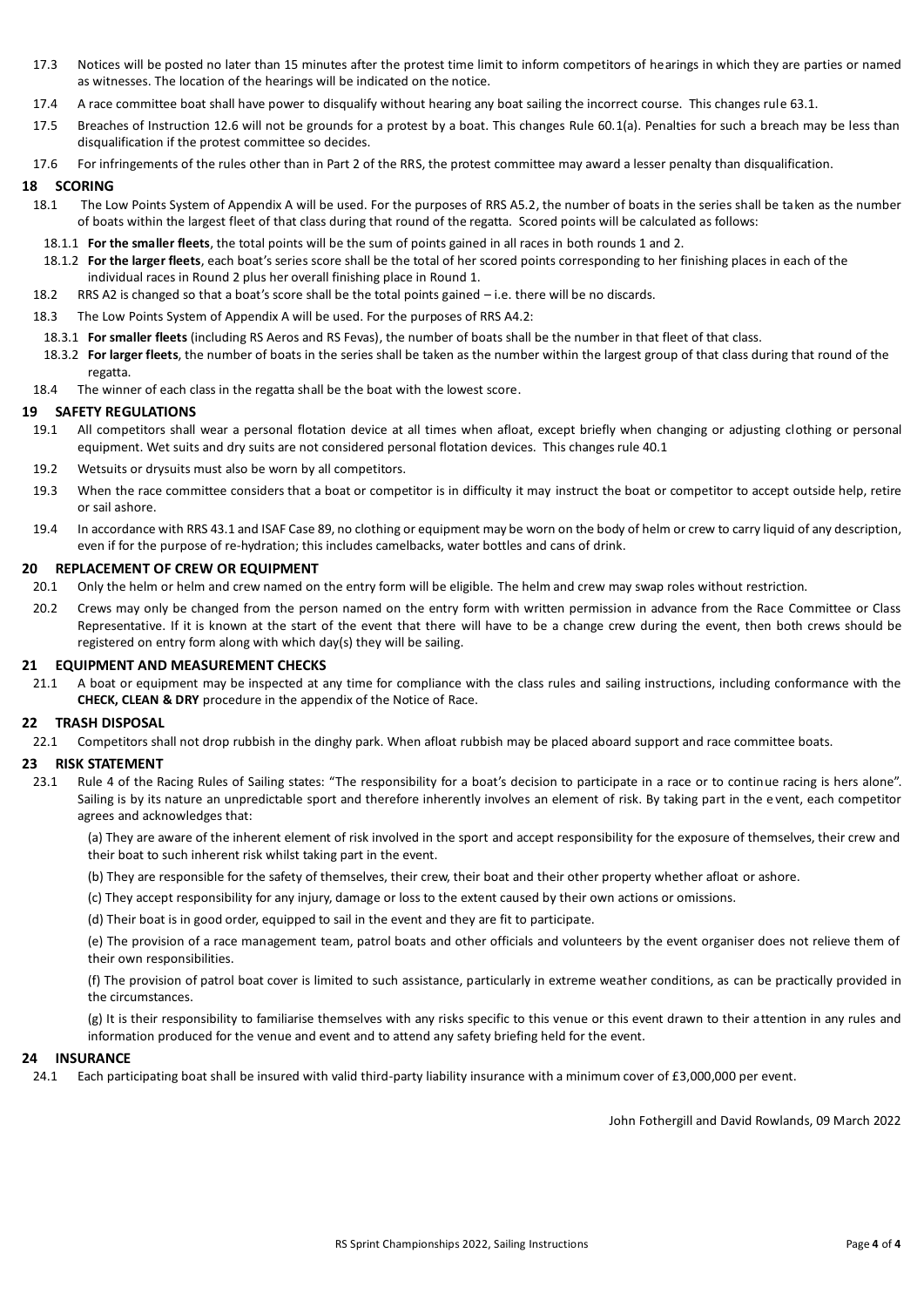17.3 Notices will be posted no later than 15 minutes after the protest time limit to inform competitors of hearings in which they are parties or named as witnesses. The location of the hearings will be indicated on the notice.

17.4 A race committee boat shall have power to disqualify without hearing any boat sailing the incorrect course. This changes rule 63.1.

17.5 Breaches of Instruction 12.6 will not be grounds for a protest by a boat. This changes Rule 60.1(a). Penalties for such a breach may be less than disqualification if the protest committee so decides.

17.6 For infringements of the rules other than in Part 2 of the RRS, the protest committee may award a lesser penalty than disqualification.

## 18 SCORING

18.1 The Low Points System of Appendix A will be used. For the purposes of RRS A5.2, the number of boats in the series shall be taken as the number of boats within the largest fleet of that class during that round of the regatta. Scored points will be calculated as follows:

18.1.1 **For the smaller fleets**, the total points will be the sum of points gained in all races in both rounds 1 and 2.

18.1.2 **For the larger fleets**, each boat's series score shall be the total of her scored points corresponding to her finishing places in each of the individual races in Round 2 plus her overall finishing place in Round 1.

18.2 RRS A2 is changed so that a boat's score shall be the total points gained – i.e. there will be no discards.

18.3 The Low Points System of Appendix A will be used. For the purposes of RRS A4.2:

18.3.1 **For smaller fleets** (including RS Aeros and RS Fevas), the number of boats shall be the number in that fleet of that class.

18.3.2 **For larger fleets**, the number of boats in the series shall be taken as the number within the largest group of that class during that round of the regatta.

18.4 The winner of each class in the regatta shall be the boat with the lowest score.

## 19 SAFETY REGULATIONS

19.1 All competitors shall wear a personal flotation device at all times when afloat, except briefly when changing or adjusting clothing or personal equipment. Wet suits and dry suits are not considered personal flotation devices. This changes rule 40.1

19.2 Wetsuits or drysuits must also be worn by all competitors.

19.3 When the race committee considers that a boat or competitor is in difficulty it may instruct the boat or competitor to accept outside help, retire or sail ashore.

19.4 In accordance with RRS 43.1 and ISAF Case 89, no clothing or equipment may be worn on the body of helm or crew to carry liquid of any description, even if for the purpose of re-hydration; this includes camelbacks, water bottles and cans of drink.

## 20 REPLACEMENT OF CREW OR EQUIPMENT

20.1 Only the helm or helm and crew named on the entry form will be eligible. The helm and crew may swap roles without restriction.

20.2 Crews may only be changed from the person named on the entry form with written permission in advance from the Race Committee or Class Representative. If it is known at the start of the event that there will have to be a change crew during the event, then both crews should be registered on entry form along with which day(s) they will be sailing.

## 21 EQUIPMENT AND MEASUREMENT CHECKS

21.1 A boat or equipment may be inspected at any time for compliance with the class rules and sailing instructions, including conformance with the **CHECK, CLEAN & DRY** procedure in the appendix of the Notice of Race.

## 22 TRASH DISPOSAL

22.1 Competitors shall not drop rubbish in the dinghy park. When afloat rubbish may be placed aboard support and race committee boats.

## 23 RISK STATEMENT

23.1 Rule 4 of the Racing Rules of Sailing states: "The responsibility for a boat's decision to participate in a race or to continue racing is hers alone". Sailing is by its nature an unpredictable sport and therefore inherently involves an element of risk. By taking part in the event, each competitor agrees and acknowledges that:

(a) They are aware of the inherent element of risk involved in the sport and accept responsibility for the exposure of themselves, their crew and their boat to such inherent risk whilst taking part in the event.

(b) They are responsible for the safety of themselves, their crew, their boat and their other property whether afloat or ashore.

(c) They accept responsibility for any injury, damage or loss to the extent caused by their own actions or omissions.

(d) Their boat is in good order, equipped to sail in the event and they are fit to participate.

(e) The provision of a race management team, patrol boats and other officials and volunteers by the event organiser does not relieve them of their own responsibilities.

(f) The provision of patrol boat cover is limited to such assistance, particularly in extreme weather conditions, as can be practically provided in the circumstances.

(g) It is their responsibility to familiarise themselves with any risks specific to this venue or this event drawn to their attention in any rules and information produced for the venue and event and to attend any safety briefing held for the event.

## 24 INSURANCE

24.1 Each participating boat shall be insured with valid third-party liability insurance with a minimum cover of £3,000,000 per event.

John Fothergill and David Rowlands, 09 March 2022